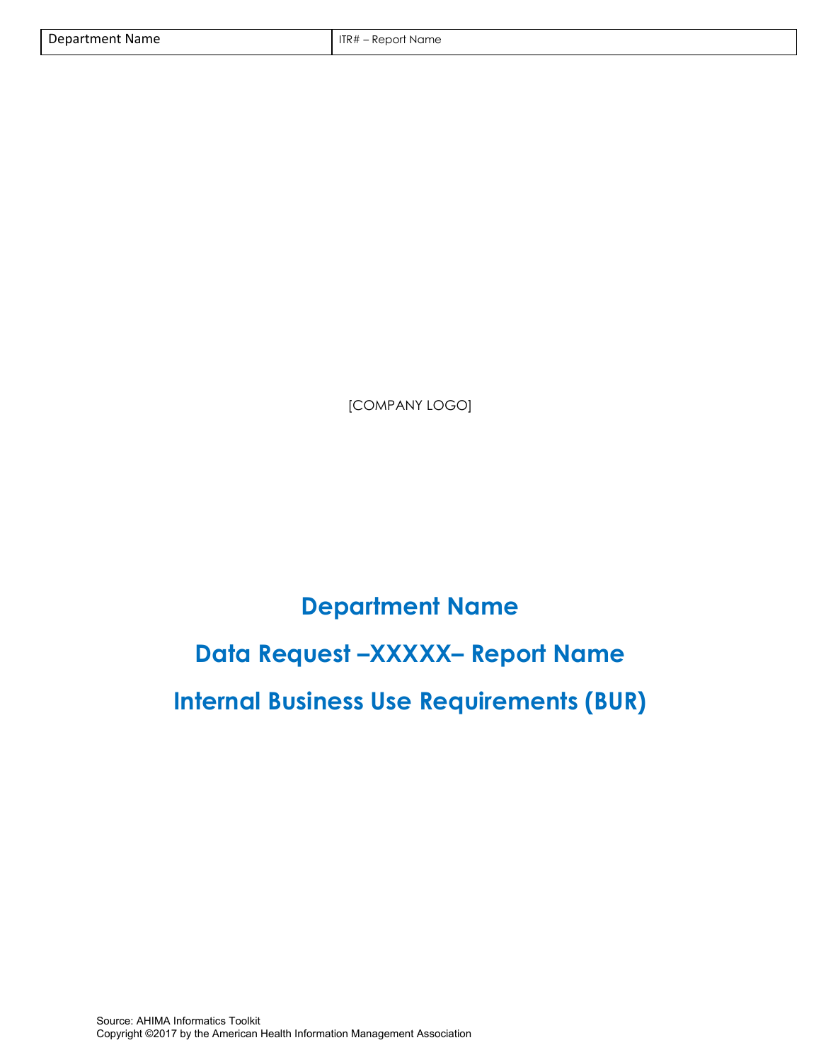[COMPANY LOGO]

# Department Name

# Data Request –XXXXX– Report Name

# Internal Business Use Requirements (BUR)

Source: AHIMA Informatics Toolkit
Copyright ©2017 by the American Health Information Management Association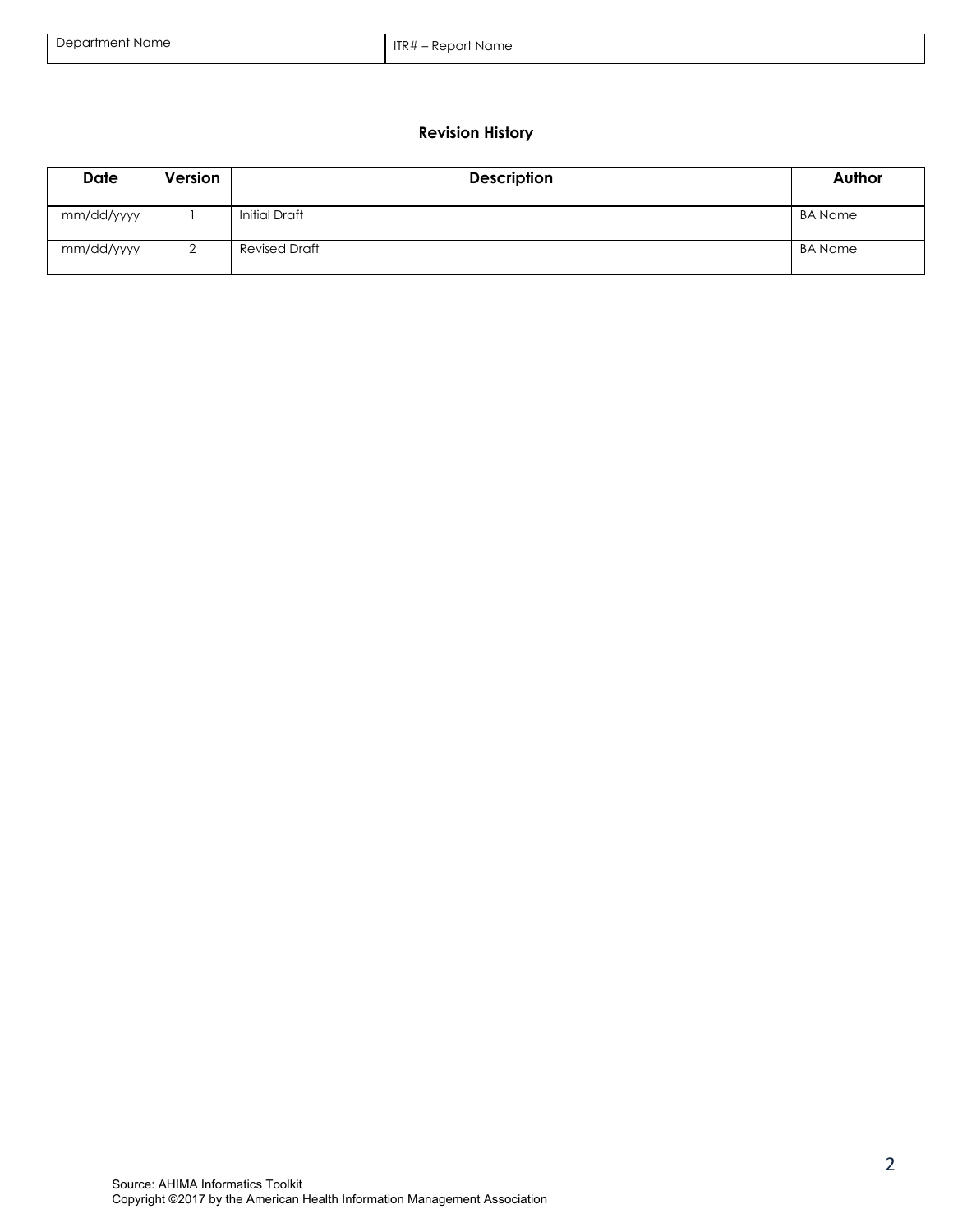## Revision History

| Date | Version | Description | Author |
|---|---|---|---|
| mm/dd/yyyy | 1 | Initial Draft | BA Name |
| mm/dd/yyyy | 2 | Revised Draft | BA Name |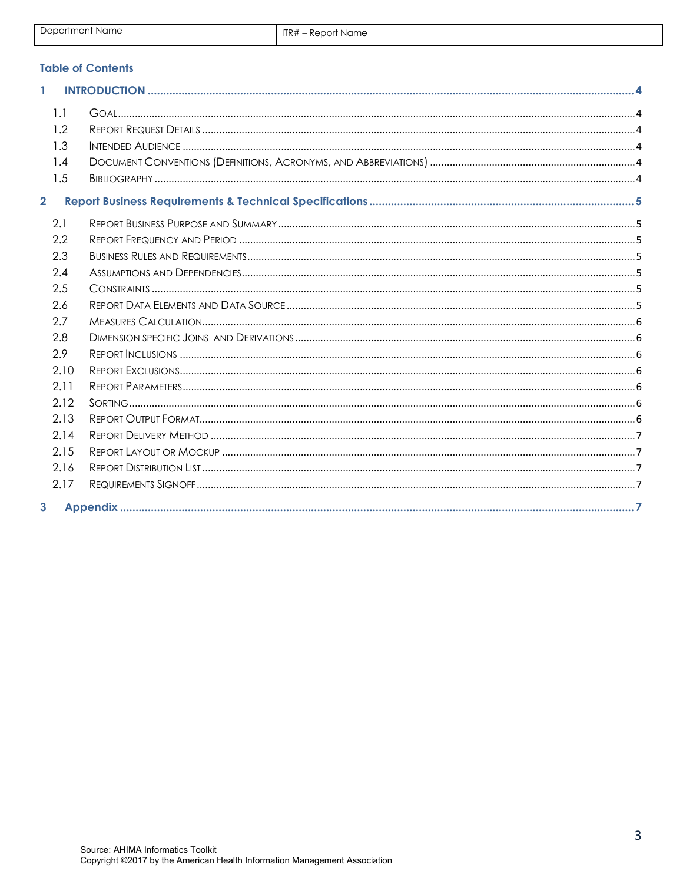## Table of Contents

1 INTRODUCTION ........................................................................ 4

1.1 GOAL ........................................................................ 4

1.2 REPORT REQUEST DETAILS ........................................................................ 4

1.3 INTENDED AUDIENCE ........................................................................ 4

1.4 DOCUMENT CONVENTIONS (DEFINITIONS, ACRONYMS, AND ABBREVIATIONS) ........................................................................ 4

1.5 BIBLIOGRAPHY ........................................................................ 4

2 Report Business Requirements & Technical Specifications ........................................................................ 5

2.1 REPORT BUSINESS PURPOSE AND SUMMARY ........................................................................ 5

2.2 REPORT FREQUENCY AND PERIOD ........................................................................ 5

2.3 BUSINESS RULES AND REQUIREMENTS ........................................................................ 5

2.4 ASSUMPTIONS AND DEPENDENCIES ........................................................................ 5

2.5 CONSTRAINTS ........................................................................ 5

2.6 REPORT DATA ELEMENTS AND DATA SOURCE ........................................................................ 5

2.7 MEASURES CALCULATION ........................................................................ 6

2.8 DIMENSION SPECIFIC JOINS AND DERIVATIONS ........................................................................ 6

2.9 REPORT INCLUSIONS ........................................................................ 6

2.10 REPORT EXCLUSIONS ........................................................................ 6

2.11 REPORT PARAMETERS ........................................................................ 6

2.12 SORTING ........................................................................ 6

2.13 REPORT OUTPUT FORMAT ........................................................................ 6

2.14 REPORT DELIVERY METHOD ........................................................................ 7

2.15 REPORT LAYOUT OR MOCKUP ........................................................................ 7

2.16 REPORT DISTRIBUTION LIST ........................................................................ 7

2.17 REQUIREMENTS SIGNOFF ........................................................................ 7

3 Appendix ........................................................................ 7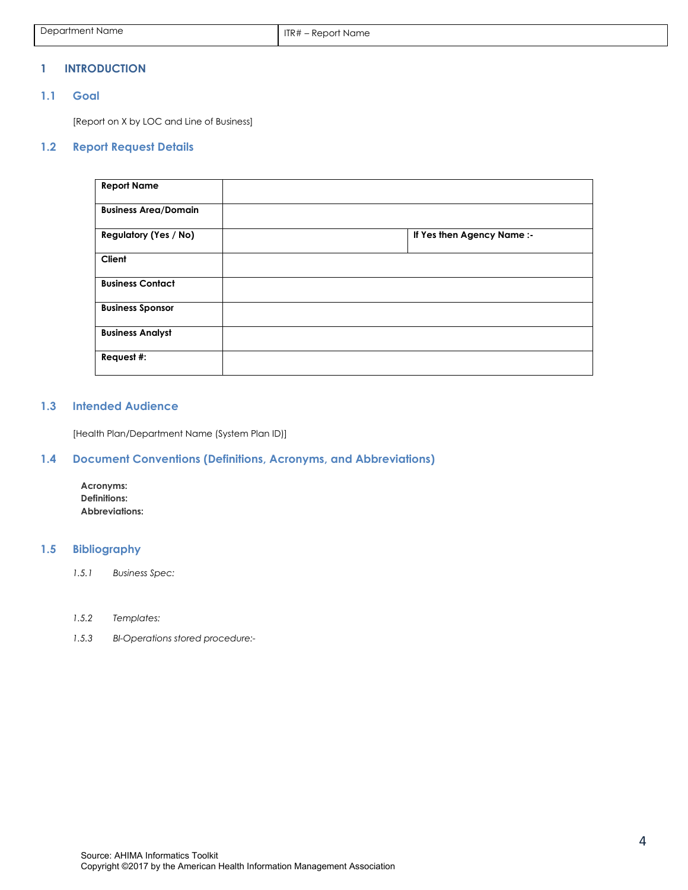# 1 INTRODUCTION

## 1.1 Goal

[Report on X by LOC and Line of Business]

## 1.2 Report Request Details

| **Report Name** | | |
|---|---|---|
| **Business Area/Domain** | | |
| **Regulatory (Yes / No)** | | **If Yes then Agency Name :-** |
| **Client** | | |
| **Business Contact** | | |
| **Business Sponsor** | | |
| **Business Analyst** | | |
| **Request #:** | | |

## 1.3 Intended Audience

[Health Plan/Department Name (System Plan ID)]

## 1.4 Document Conventions (Definitions, Acronyms, and Abbreviations)

**Acronyms:**
**Definitions:**
**Abbreviations:**

## 1.5 Bibliography

*1.5.1 Business Spec:*

*1.5.2 Templates:*

*1.5.3 BI-Operations stored procedure:-*

Source: AHIMA Informatics Toolkit
Copyright ©2017 by the American Health Information Management Association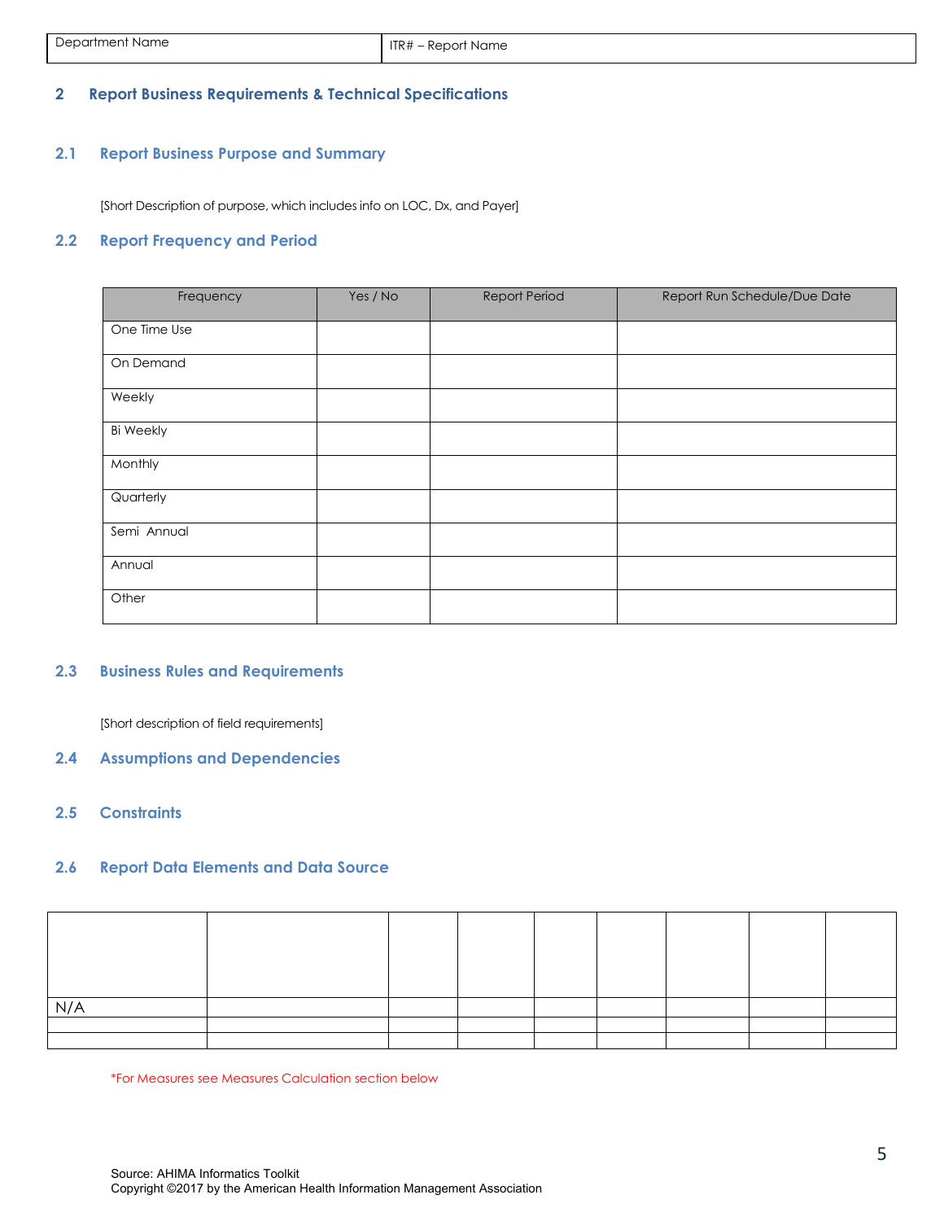| Department Name | ITR# – Report Name |
|---|---|

## 2 Report Business Requirements & Technical Specifications

### 2.1 Report Business Purpose and Summary

[Short Description of purpose, which includes info on LOC, Dx, and Payer]

### 2.2 Report Frequency and Period

| Frequency | Yes / No | Report Period | Report Run Schedule/Due Date |
|---|---|---|---|
| One Time Use | | | |
| On Demand | | | |
| Weekly | | | |
| Bi Weekly | | | |
| Monthly | | | |
| Quarterly | | | |
| Semi Annual | | | |
| Annual | | | |
| Other | | | |

### 2.3 Business Rules and Requirements

[Short description of field requirements]

### 2.4 Assumptions and Dependencies

### 2.5 Constraints

### 2.6 Report Data Elements and Data Source

| | | | | | | | | |
|---|---|---|---|---|---|---|---|---|
| N/A | | | | | | | | |
| | | | | | | | | |
| | | | | | | | | |

*For Measures see Measures Calculation section below

Source: AHIMA Informatics Toolkit
Copyright ©2017 by the American Health Information Management Association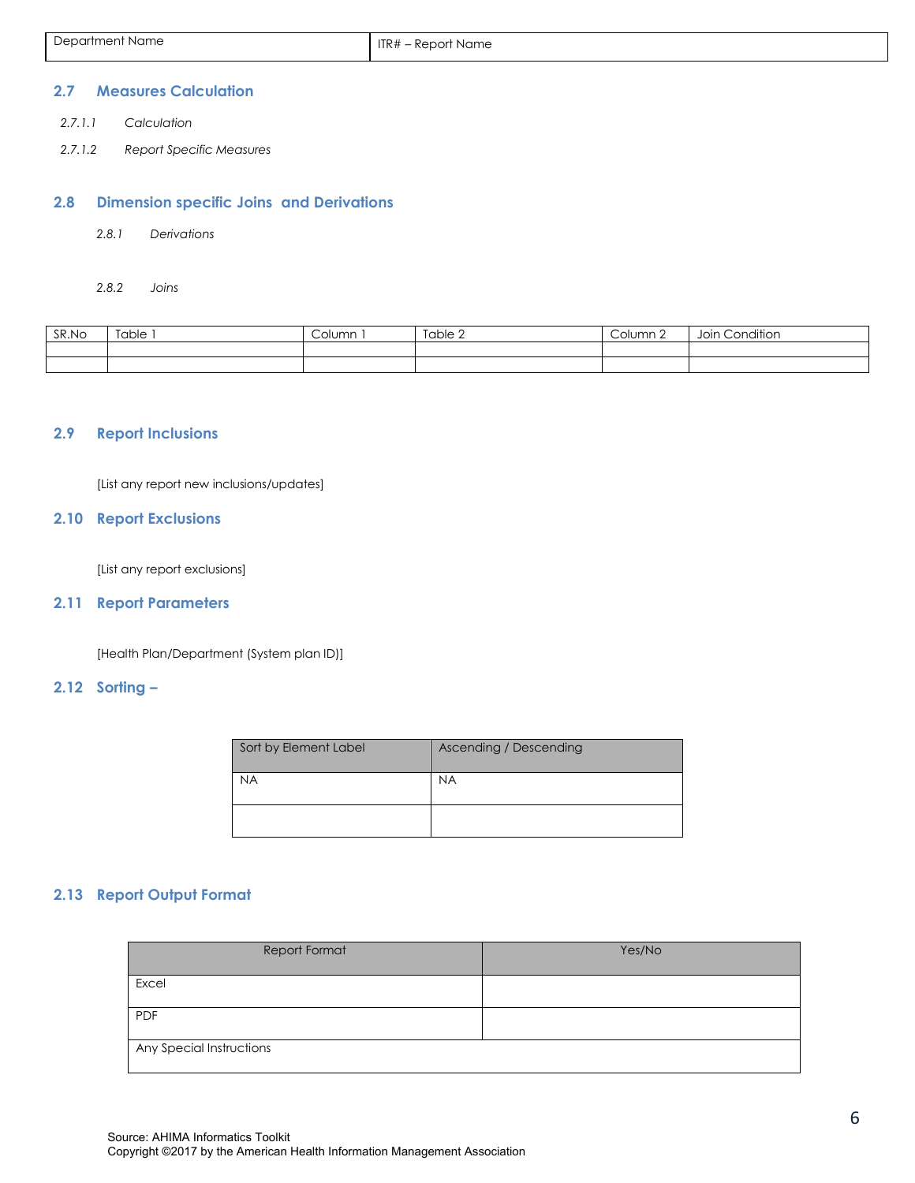## 2.7 Measures Calculation

*2.7.1.1 Calculation*

*2.7.1.2 Report Specific Measures*

## 2.8 Dimension specific Joins and Derivations

*2.8.1 Derivations*

*2.8.2 Joins*

| SR.No | Table 1 | Column 1 | Table 2 | Column 2 | Join Condition |
|---|---|---|---|---|---|
| | | | | | |
| | | | | | |

## 2.9 Report Inclusions

[List any report new inclusions/updates]

## 2.10 Report Exclusions

[List any report exclusions]

## 2.11 Report Parameters

[Health Plan/Department (System plan ID)]

## 2.12 Sorting –

| Sort by Element Label | Ascending / Descending |
|---|---|
| NA | NA |
| | |

## 2.13 Report Output Format

| Report Format | Yes/No |
|---|---|
| Excel | |
| PDF | |
| Any Special Instructions | |

Source: AHIMA Informatics Toolkit
Copyright ©2017 by the American Health Information Management Association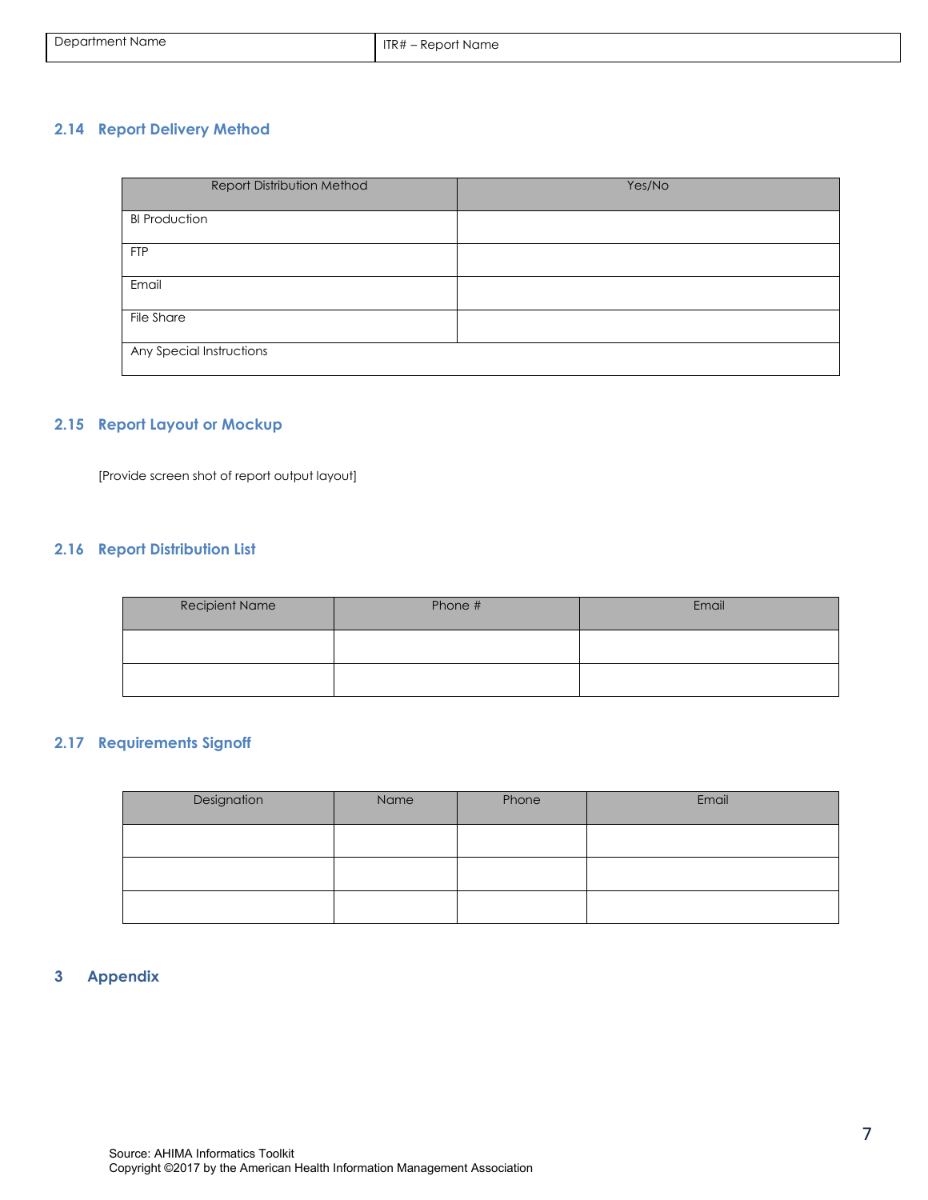## 2.14 Report Delivery Method

| Report Distribution Method | Yes/No |
| --- | --- |
| BI Production | |
| FTP | |
| Email | |
| File Share | |
| Any Special Instructions | |

## 2.15 Report Layout or Mockup

[Provide screen shot of report output layout]

## 2.16 Report Distribution List

| Recipient Name | Phone # | Email |
| --- | --- | --- |
| | | |
| | | |

## 2.17 Requirements Signoff

| Designation | Name | Phone | Email |
| --- | --- | --- | --- |
| | | | |
| | | | |
| | | | |

# 3 Appendix

Source: AHIMA Informatics Toolkit
Copyright ©2017 by the American Health Information Management Association